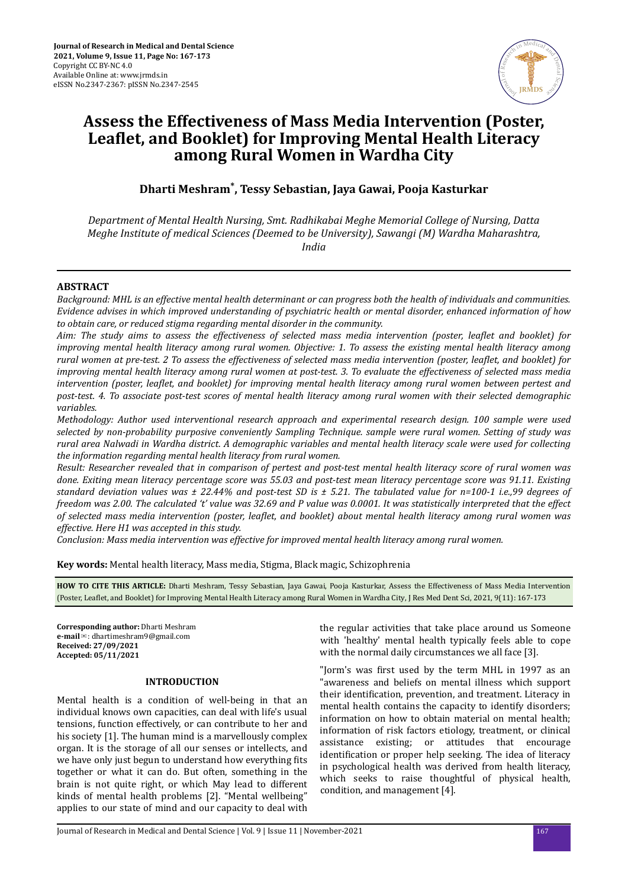# Assess the Effectiveness of Mass Media Intervention (Poster, Leaflet, and Booklet) for Improving Mental Health Literacy among Rural Women in Wardha City

**Dharti Meshram*, Tessy Sebastian, Jaya Gawai, Pooja Kasturkar**

*Department of Mental Health Nursing, Smt. Radhikabai Meghe Memorial College of Nursing, Datta Meghe Institute of medical Sciences (Deemed to be University), Sawangi (M) Wardha Maharashtra, India*

## ABSTRACT

*Background: MHL is an effective mental health determinant or can progress both the health of individuals and communities. Evidence advises in which improved understanding of psychiatric health or mental disorder, enhanced information of how to obtain care, or reduced stigma regarding mental disorder in the community.*

*Aim: The study aims to assess the effectiveness of selected mass media intervention (poster, leaflet and booklet) for improving mental health literacy among rural women. Objective: 1. To assess the existing mental health literacy among rural women at pre-test. 2 To assess the effectiveness of selected mass media intervention (poster, leaflet, and booklet) for improving mental health literacy among rural women at post-test. 3. To evaluate the effectiveness of selected mass media intervention (poster, leaflet, and booklet) for improving mental health literacy among rural women between pertest and post-test. 4. To associate post-test scores of mental health literacy among rural women with their selected demographic variables.*

*Methodology: Author used interventional research approach and experimental research design. 100 sample were used selected by non-probability purposive conveniently Sampling Technique. sample were rural women. Setting of study was rural area Nalwadi in Wardha district. A demographic variables and mental health literacy scale were used for collecting the information regarding mental health literacy from rural women.*

*Result: Researcher revealed that in comparison of pertest and post-test mental health literacy score of rural women was done. Exiting mean literacy percentage score was 55.03 and post-test mean literacy percentage score was 91.11. Existing standard deviation values was ± 22.44% and post-test SD is ± 5.21. The tabulated value for n=100-1 i.e.,99 degrees of freedom was 2.00. The calculated 't' value was 32.69 and P value was 0.0001. It was statistically interpreted that the effect of selected mass media intervention (poster, leaflet, and booklet) about mental health literacy among rural women was effective. Here H1 was accepted in this study.*

*Conclusion: Mass media intervention was effective for improved mental health literacy among rural women.*

**Key words:** Mental health literacy, Mass media, Stigma, Black magic, Schizophrenia

**HOW TO CITE THIS ARTICLE:** Dharti Meshram, Tessy Sebastian, Jaya Gawai, Pooja Kasturkar, Assess the Effectiveness of Mass Media Intervention (Poster, Leaflet, and Booklet) for Improving Mental Health Literacy among Rural Women in Wardha City, J Res Med Dent Sci, 2021, 9(11): 167-173

**Corresponding author:** Dharti Meshram
**e-mail**✉: dhartimeshram9@gmail.com
**Received: 27/09/2021**
**Accepted: 05/11/2021**

## INTRODUCTION

Mental health is a condition of well-being in that an individual knows own capacities, can deal with life's usual tensions, function effectively, or can contribute to her and his society [1]. The human mind is a marvellously complex organ. It is the storage of all our senses or intellects, and we have only just begun to understand how everything fits together or what it can do. But often, something in the brain is not quite right, or which May lead to different kinds of mental health problems [2]. "Mental wellbeing" applies to our state of mind and our capacity to deal with the regular activities that take place around us Someone with 'healthy' mental health typically feels able to cope with the normal daily circumstances we all face [3].

"Jorm's was first used by the term MHL in 1997 as an "awareness and beliefs on mental illness which support their identification, prevention, and treatment. Literacy in mental health contains the capacity to identify disorders; information on how to obtain material on mental health; information of risk factors etiology, treatment, or clinical assistance existing; or attitudes that encourage identification or proper help seeking. The idea of literacy in psychological health was derived from health literacy, which seeks to raise thoughtful of physical health, condition, and management [4].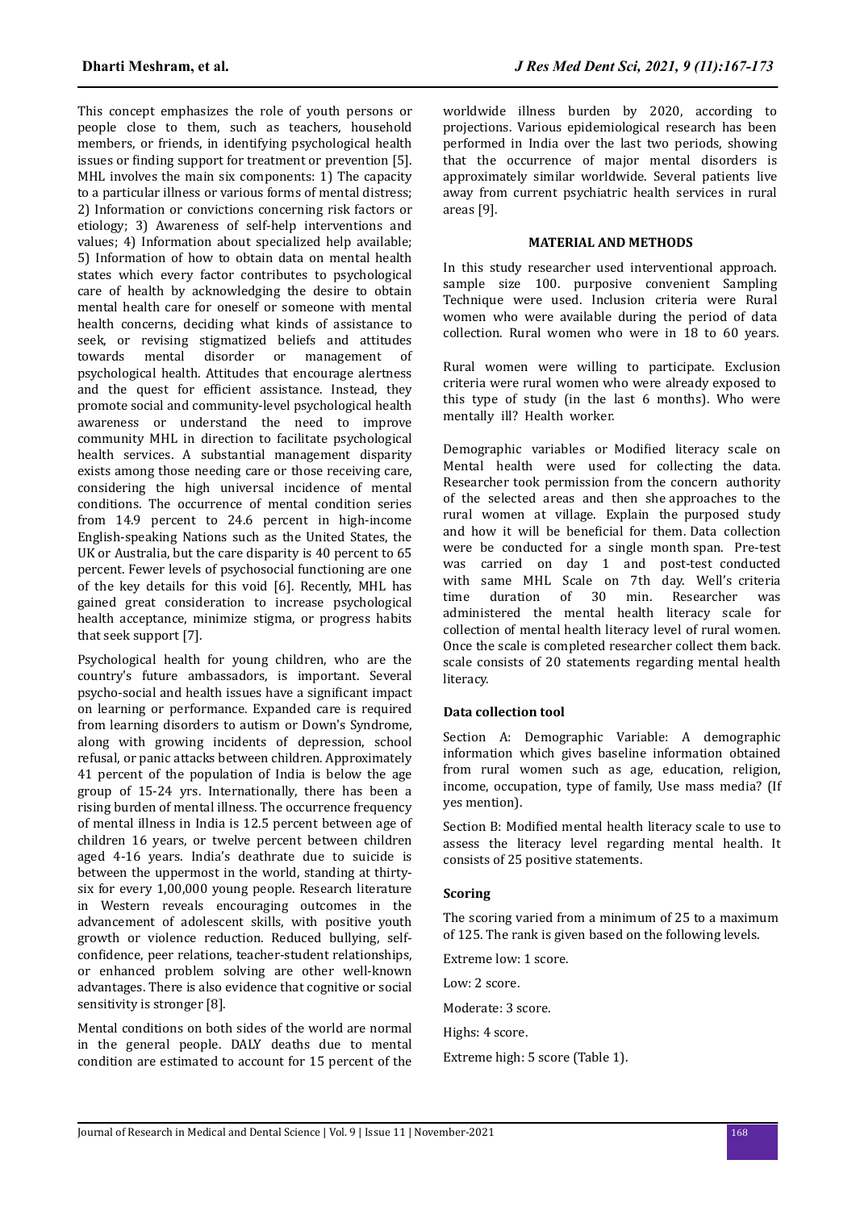This concept emphasizes the role of youth persons or people close to them, such as teachers, household members, or friends, in identifying psychological health issues or finding support for treatment or prevention [5]. MHL involves the main six components: 1) The capacity to a particular illness or various forms of mental distress; 2) Information or convictions concerning risk factors or etiology; 3) Awareness of self-help interventions and values; 4) Information about specialized help available; 5) Information of how to obtain data on mental health states which every factor contributes to psychological care of health by acknowledging the desire to obtain mental health care for oneself or someone with mental health concerns, deciding what kinds of assistance to seek, or revising stigmatized beliefs and attitudes towards mental disorder or management of psychological health. Attitudes that encourage alertness and the quest for efficient assistance. Instead, they promote social and community-level psychological health awareness or understand the need to improve community MHL in direction to facilitate psychological health services. A substantial management disparity exists among those needing care or those receiving care, considering the high universal incidence of mental conditions. The occurrence of mental condition series from 14.9 percent to 24.6 percent in high-income English-speaking Nations such as the United States, the UK or Australia, but the care disparity is 40 percent to 65 percent. Fewer levels of psychosocial functioning are one of the key details for this void [6]. Recently, MHL has gained great consideration to increase psychological health acceptance, minimize stigma, or progress habits that seek support [7].

Psychological health for young children, who are the country's future ambassadors, is important. Several psycho-social and health issues have a significant impact on learning or performance. Expanded care is required from learning disorders to autism or Down's Syndrome, along with growing incidents of depression, school refusal, or panic attacks between children. Approximately 41 percent of the population of India is below the age group of 15-24 yrs. Internationally, there has been a rising burden of mental illness. The occurrence frequency of mental illness in India is 12.5 percent between age of children 16 years, or twelve percent between children aged 4-16 years. India's deathrate due to suicide is between the uppermost in the world, standing at thirty-six for every 1,00,000 young people. Research literature in Western reveals encouraging outcomes in the advancement of adolescent skills, with positive youth growth or violence reduction. Reduced bullying, self-confidence, peer relations, teacher-student relationships, or enhanced problem solving are other well-known advantages. There is also evidence that cognitive or social sensitivity is stronger [8].

Mental conditions on both sides of the world are normal in the general people. DALY deaths due to mental condition are estimated to account for 15 percent of the worldwide illness burden by 2020, according to projections. Various epidemiological research has been performed in India over the last two periods, showing that the occurrence of major mental disorders is approximately similar worldwide. Several patients live away from current psychiatric health services in rural areas [9].

## MATERIAL AND METHODS

In this study researcher used interventional approach. sample size 100. purposive convenient Sampling Technique were used. Inclusion criteria were Rural women who were available during the period of data collection. Rural women who were in 18 to 60 years.

Rural women were willing to participate. Exclusion criteria were rural women who were already exposed to this type of study (in the last 6 months). Who were mentally ill? Health worker.

Demographic variables or Modified literacy scale on Mental health were used for collecting the data. Researcher took permission from the concern authority of the selected areas and then she approaches to the rural women at village. Explain the purposed study and how it will be beneficial for them. Data collection were be conducted for a single month span. Pre-test was carried on day 1 and post-test conducted with same MHL Scale on 7th day. Well's criteria time duration of 30 min. Researcher was administered the mental health literacy scale for collection of mental health literacy level of rural women. Once the scale is completed researcher collect them back. scale consists of 20 statements regarding mental health literacy.

### Data collection tool

Section A: Demographic Variable: A demographic information which gives baseline information obtained from rural women such as age, education, religion, income, occupation, type of family, Use mass media? (If yes mention).

Section B: Modified mental health literacy scale to use to assess the literacy level regarding mental health. It consists of 25 positive statements.

### Scoring

The scoring varied from a minimum of 25 to a maximum of 125. The rank is given based on the following levels.

Extreme low: 1 score.

Low: 2 score.

Moderate: 3 score.

Highs: 4 score.

Extreme high: 5 score (Table 1).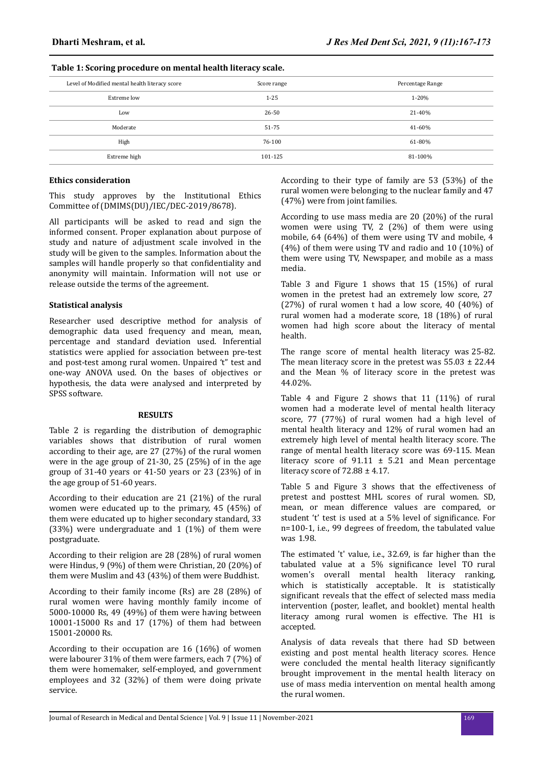**Table 1: Scoring procedure on mental health literacy scale.**

| Level of Modified mental health literacy score | Score range | Percentage Range |
| --- | --- | --- |
| Extreme low | 1-25 | 1-20% |
| Low | 26-50 | 21-40% |
| Moderate | 51-75 | 41-60% |
| High | 76-100 | 61-80% |
| Extreme high | 101-125 | 81-100% |

### Ethics consideration

This study approves by the Institutional Ethics Committee of (DMIMS(DU)/IEC/DEC-2019/8678).

All participants will be asked to read and sign the informed consent. Proper explanation about purpose of study and nature of adjustment scale involved in the study will be given to the samples. Information about the samples will handle properly so that confidentiality and anonymity will maintain. Information will not use or release outside the terms of the agreement.

### Statistical analysis

Researcher used descriptive method for analysis of demographic data used frequency and mean, mean, percentage and standard deviation used. Inferential statistics were applied for association between pre-test and post-test among rural women. Unpaired 't" test and one-way ANOVA used. On the bases of objectives or hypothesis, the data were analysed and interpreted by SPSS software.

## RESULTS

Table 2 is regarding the distribution of demographic variables shows that distribution of rural women according to their age, are 27 (27%) of the rural women were in the age group of 21-30, 25 (25%) of in the age group of 31-40 years or 41-50 years or 23 (23%) of in the age group of 51-60 years.

According to their education are 21 (21%) of the rural women were educated up to the primary, 45 (45%) of them were educated up to higher secondary standard, 33 (33%) were undergraduate and 1 (1%) of them were postgraduate.

According to their religion are 28 (28%) of rural women were Hindus, 9 (9%) of them were Christian, 20 (20%) of them were Muslim and 43 (43%) of them were Buddhist.

According to their family income (Rs) are 28 (28%) of rural women were having monthly family income of 5000-10000 Rs, 49 (49%) of them were having between 10001-15000 Rs and 17 (17%) of them had between 15001-20000 Rs.

According to their occupation are 16 (16%) of women were labourer 31% of them were farmers, each 7 (7%) of them were homemaker, self-employed, and government employees and 32 (32%) of them were doing private service.

According to their type of family are 53 (53%) of the rural women were belonging to the nuclear family and 47 (47%) were from joint families.

According to use mass media are 20 (20%) of the rural women were using TV, 2 (2%) of them were using mobile, 64 (64%) of them were using TV and mobile, 4 (4%) of them were using TV and radio and 10 (10%) of them were using TV, Newspaper, and mobile as a mass media.

Table 3 and Figure 1 shows that 15 (15%) of rural women in the pretest had an extremely low score, 27 (27%) of rural women t had a low score, 40 (40%) of rural women had a moderate score, 18 (18%) of rural women had high score about the literacy of mental health.

The range score of mental health literacy was 25-82. The mean literacy score in the pretest was 55.03 ± 22.44 and the Mean % of literacy score in the pretest was 44.02%.

Table 4 and Figure 2 shows that 11 (11%) of rural women had a moderate level of mental health literacy score, 77 (77%) of rural women had a high level of mental health literacy and 12% of rural women had an extremely high level of mental health literacy score. The range of mental health literacy score was 69-115. Mean literacy score of 91.11 ± 5.21 and Mean percentage literacy score of 72.88 ± 4.17.

Table 5 and Figure 3 shows that the effectiveness of pretest and posttest MHL scores of rural women. SD, mean, or mean difference values are compared, or student 't' test is used at a 5% level of significance. For n=100-1, i.e., 99 degrees of freedom, the tabulated value was 1.98.

The estimated 't' value, i.e., 32.69, is far higher than the tabulated value at a 5% significance level TO rural women's overall mental health literacy ranking, which is statistically acceptable. It is statistically significant reveals that the effect of selected mass media intervention (poster, leaflet, and booklet) mental health literacy among rural women is effective. The H1 is accepted.

Analysis of data reveals that there had SD between existing and post mental health literacy scores. Hence were concluded the mental health literacy significantly brought improvement in the mental health literacy on use of mass media intervention on mental health among the rural women.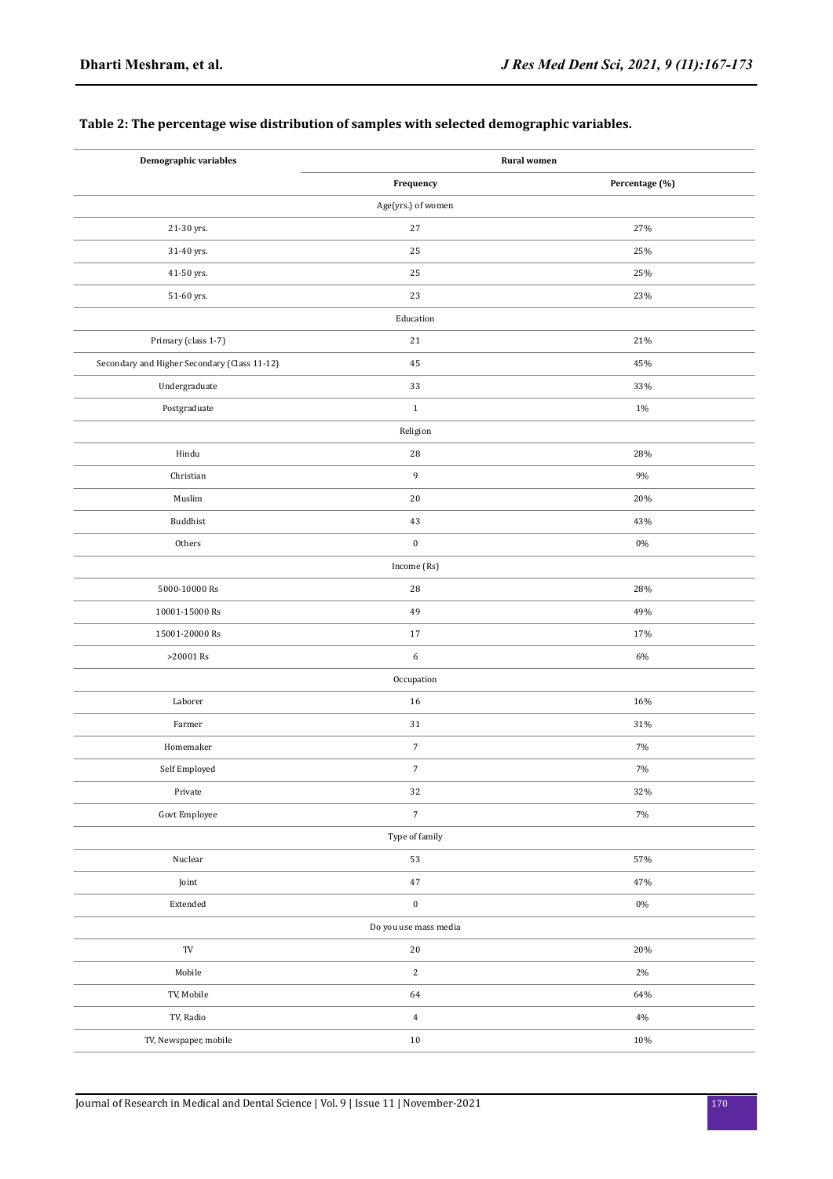**Table 2: The percentage wise distribution of samples with selected demographic variables.**

| Demographic variables | Rural women | |
|---|---|---|
| | Frequency | Percentage (%) |
| Age(yrs.) of women | | |
| 21-30 yrs. | 27 | 27% |
| 31-40 yrs. | 25 | 25% |
| 41-50 yrs. | 25 | 25% |
| 51-60 yrs. | 23 | 23% |
| Education | | |
| Primary (class 1-7) | 21 | 21% |
| Secondary and Higher Secondary (Class 11-12) | 45 | 45% |
| Undergraduate | 33 | 33% |
| Postgraduate | 1 | 1% |
| Religion | | |
| Hindu | 28 | 28% |
| Christian | 9 | 9% |
| Muslim | 20 | 20% |
| Buddhist | 43 | 43% |
| Others | 0 | 0% |
| Income (Rs) | | |
| 5000-10000 Rs | 28 | 28% |
| 10001-15000 Rs | 49 | 49% |
| 15001-20000 Rs | 17 | 17% |
| >20001 Rs | 6 | 6% |
| Occupation | | |
| Laborer | 16 | 16% |
| Farmer | 31 | 31% |
| Homemaker | 7 | 7% |
| Self Employed | 7 | 7% |
| Private | 32 | 32% |
| Govt Employee | 7 | 7% |
| Type of family | | |
| Nuclear | 53 | 57% |
| Joint | 47 | 47% |
| Extended | 0 | 0% |
| Do you use mass media | | |
| TV | 20 | 20% |
| Mobile | 2 | 2% |
| TV, Mobile | 64 | 64% |
| TV, Radio | 4 | 4% |
| TV, Newspaper, mobile | 10 | 10% |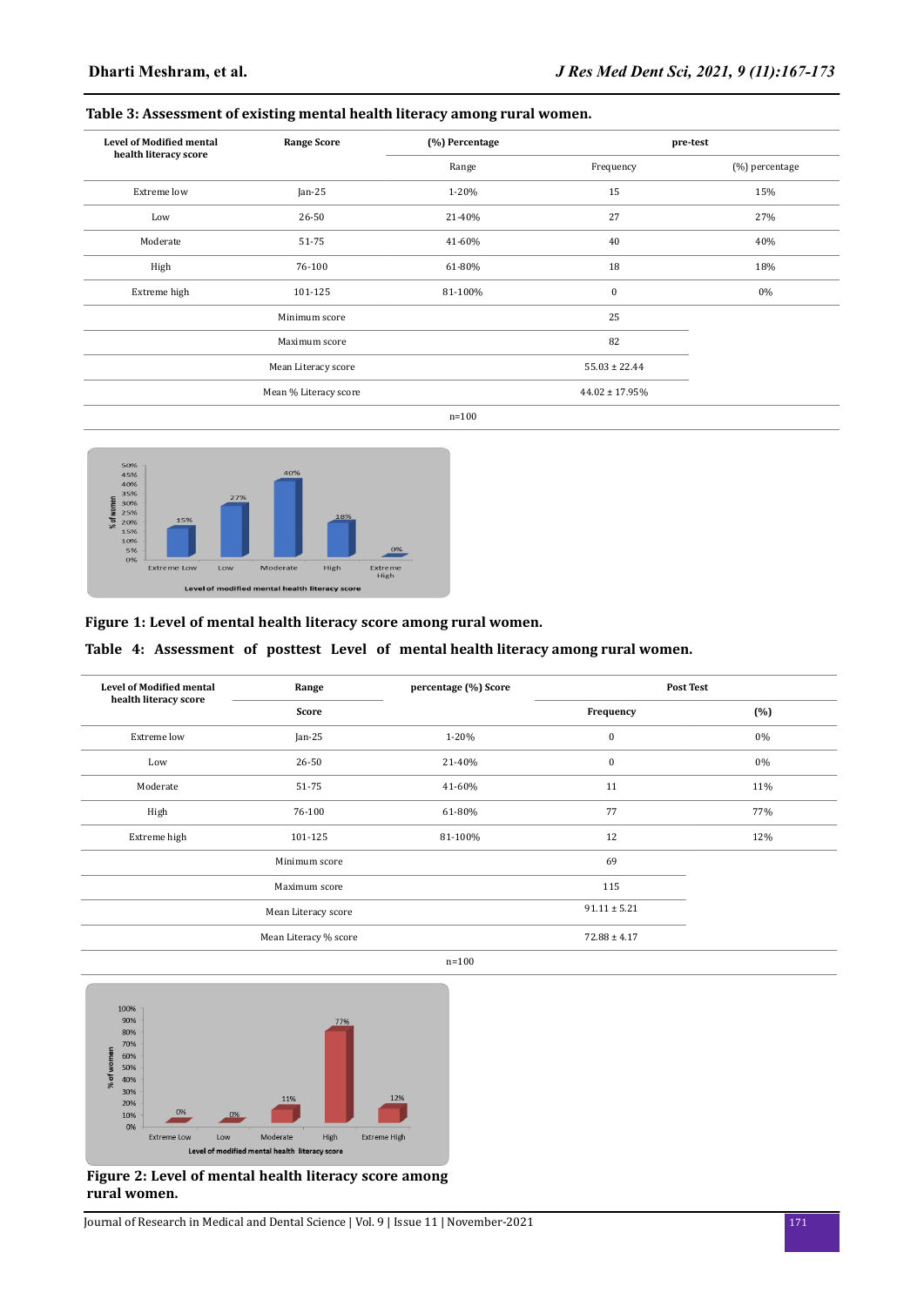**Table 3: Assessment of existing mental health literacy among rural women.**

| Level of Modified mental health literacy score | Range Score | (%) Percentage | pre-test | |
|---|---|---|---|---|
| | | Range | Frequency | (%) percentage |
| Extreme low | Jan-25 | 1-20% | 15 | 15% |
| Low | 26-50 | 21-40% | 27 | 27% |
| Moderate | 51-75 | 41-60% | 40 | 40% |
| High | 76-100 | 61-80% | 18 | 18% |
| Extreme high | 101-125 | 81-100% | 0 | 0% |
| | Minimum score | | 25 | |
| | Maximum score | | 82 | |
| | Mean Literacy score | | 55.03 ± 22.44 | |
| | Mean % Literacy score | | 44.02 ± 17.95% | |
| | | n=100 | | |

**Figure 1: Level of mental health literacy score among rural women.**

**Table 4: Assessment of posttest Level of mental health literacy among rural women.**

| Level of Modified mental health literacy score | Range | percentage (%) Score | Post Test | |
|---|---|---|---|---|
| | Score | | Frequency | (%) |
| Extreme low | Jan-25 | 1-20% | 0 | 0% |
| Low | 26-50 | 21-40% | 0 | 0% |
| Moderate | 51-75 | 41-60% | 11 | 11% |
| High | 76-100 | 61-80% | 77 | 77% |
| Extreme high | 101-125 | 81-100% | 12 | 12% |
| | Minimum score | | 69 | |
| | Maximum score | | 115 | |
| | Mean Literacy score | | 91.11 ± 5.21 | |
| | Mean Literacy % score | | 72.88 ± 4.17 | |
| | | n=100 | | |

**Figure 2: Level of mental health literacy score among rural women.**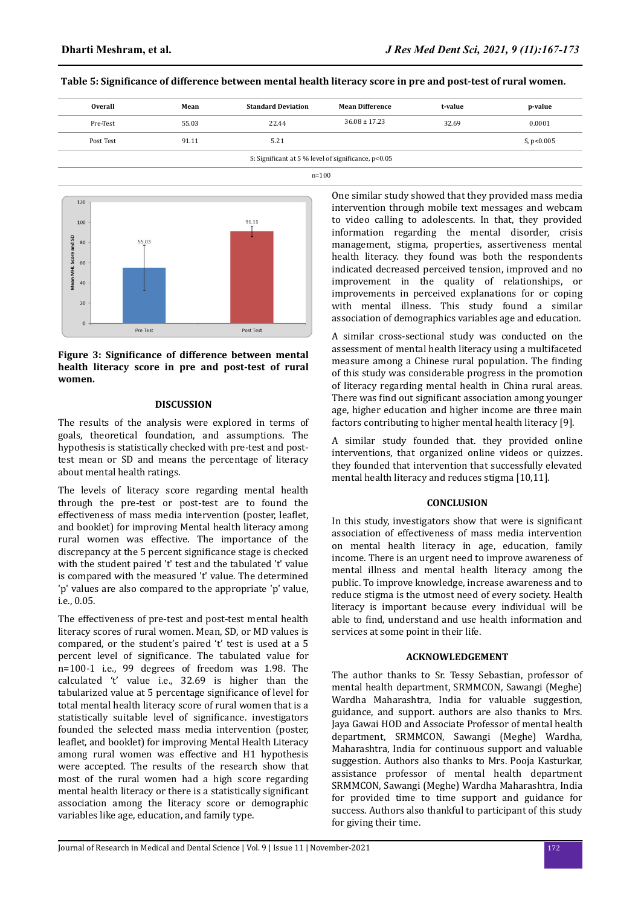**Table 5: Significance of difference between mental health literacy score in pre and post-test of rural women.**

| Overall | Mean | Standard Deviation | Mean Difference | t-value | p-value |
|---|---|---|---|---|---|
| Pre-Test | 55.03 | 22.44 | 36.08 ± 17.23 | 32.69 | 0.0001 |
| Post Test | 91.11 | 5.21 | | | S, p<0.005 |
| S: Significant at 5 % level of significance, p<0.05 | | | | | |
| n=100 | | | | | |

**Figure 3: Significance of difference between mental health literacy score in pre and post-test of rural women.**

## DISCUSSION

The results of the analysis were explored in terms of goals, theoretical foundation, and assumptions. The hypothesis is statistically checked with pre-test and post-test mean or SD and means the percentage of literacy about mental health ratings.

The levels of literacy score regarding mental health through the pre-test or post-test are to found the effectiveness of mass media intervention (poster, leaflet, and booklet) for improving Mental health literacy among rural women was effective. The importance of the discrepancy at the 5 percent significance stage is checked with the student paired 't' test and the tabulated 't' value is compared with the measured 't' value. The determined 'p' values are also compared to the appropriate 'p' value, i.e., 0.05.

The effectiveness of pre-test and post-test mental health literacy scores of rural women. Mean, SD, or MD values is compared, or the student's paired 't' test is used at a 5 percent level of significance. The tabulated value for n=100-1 i.e., 99 degrees of freedom was 1.98. The calculated 't' value i.e., 32.69 is higher than the tabularized value at 5 percentage significance of level for total mental health literacy score of rural women that is a statistically suitable level of significance. investigators founded the selected mass media intervention (poster, leaflet, and booklet) for improving Mental Health Literacy among rural women was effective and H1 hypothesis were accepted. The results of the research show that most of the rural women had a high score regarding mental health literacy or there is a statistically significant association among the literacy score or demographic variables like age, education, and family type.

One similar study showed that they provided mass media intervention through mobile text messages and webcam to video calling to adolescents. In that, they provided information regarding the mental disorder, crisis management, stigma, properties, assertiveness mental health literacy. they found was both the respondents indicated decreased perceived tension, improved and no improvement in the quality of relationships, or improvements in perceived explanations for or coping with mental illness. This study found a similar association of demographics variables age and education.

A similar cross-sectional study was conducted on the assessment of mental health literacy using a multifaceted measure among a Chinese rural population. The finding of this study was considerable progress in the promotion of literacy regarding mental health in China rural areas. There was find out significant association among younger age, higher education and higher income are three main factors contributing to higher mental health literacy [9].

A similar study founded that. they provided online interventions, that organized online videos or quizzes. they founded that intervention that successfully elevated mental health literacy and reduces stigma [10,11].

## CONCLUSION

In this study, investigators show that were is significant association of effectiveness of mass media intervention on mental health literacy in age, education, family income. There is an urgent need to improve awareness of mental illness and mental health literacy among the public. To improve knowledge, increase awareness and to reduce stigma is the utmost need of every society. Health literacy is important because every individual will be able to find, understand and use health information and services at some point in their life.

## ACKNOWLEDGEMENT

The author thanks to Sr. Tessy Sebastian, professor of mental health department, SRMMCON, Sawangi (Meghe) Wardha Maharashtra, India for valuable suggestion, guidance, and support. authors are also thanks to Mrs. Jaya Gawai HOD and Associate Professor of mental health department, SRMMCON, Sawangi (Meghe) Wardha, Maharashtra, India for continuous support and valuable suggestion. Authors also thanks to Mrs. Pooja Kasturkar, assistance professor of mental health department SRMMCON, Sawangi (Meghe) Wardha Maharashtra, India for provided time to time support and guidance for success. Authors also thankful to participant of this study for giving their time.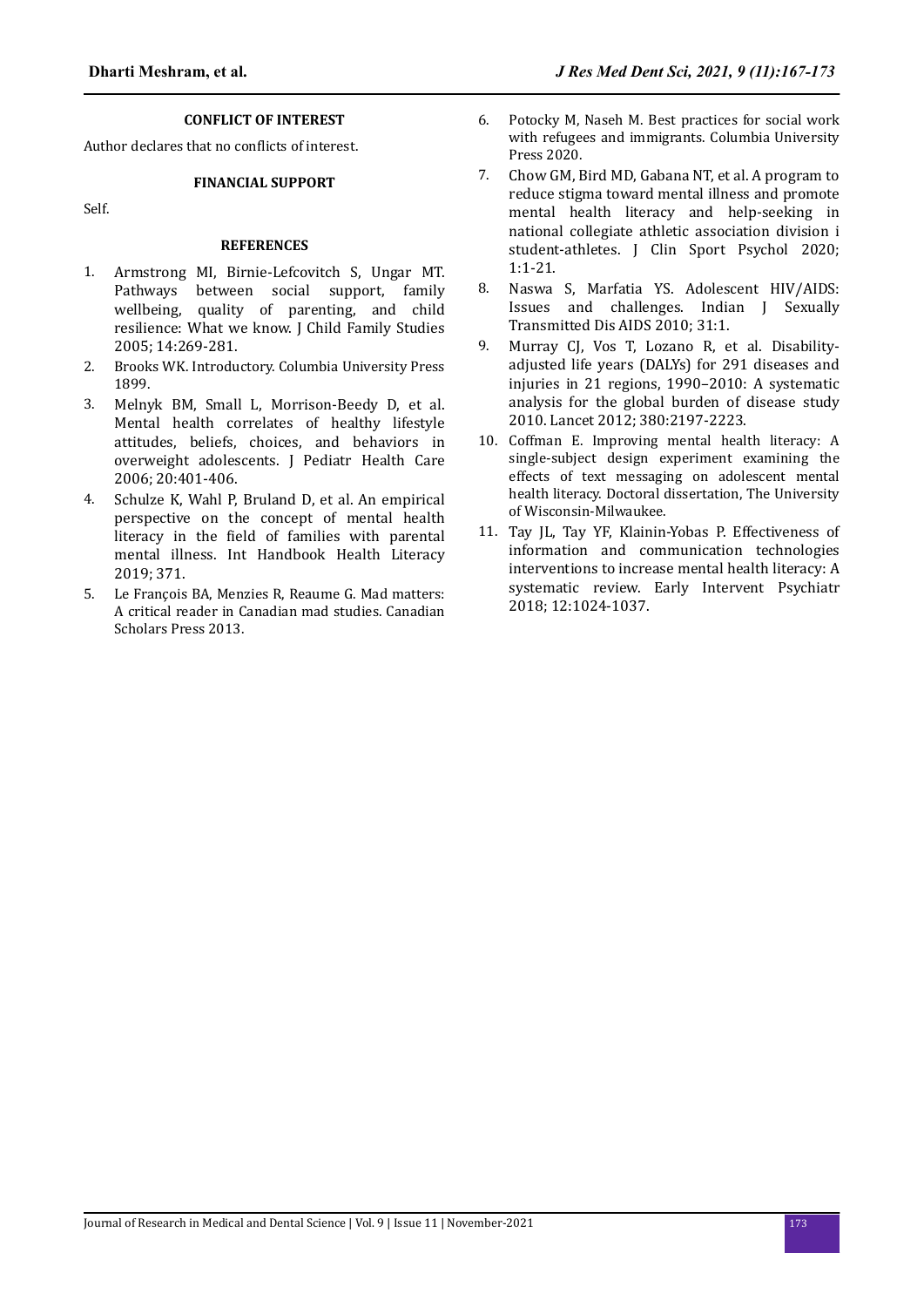## CONFLICT OF INTEREST

Author declares that no conflicts of interest.

## FINANCIAL SUPPORT

Self.

## REFERENCES

1. Armstrong MI, Birnie-Lefcovitch S, Ungar MT. Pathways between social support, family wellbeing, quality of parenting, and child resilience: What we know. J Child Family Studies 2005; 14:269-281.
2. Brooks WK. Introductory. Columbia University Press 1899.
3. Melnyk BM, Small L, Morrison-Beedy D, et al. Mental health correlates of healthy lifestyle attitudes, beliefs, choices, and behaviors in overweight adolescents. J Pediatr Health Care 2006; 20:401-406.
4. Schulze K, Wahl P, Bruland D, et al. An empirical perspective on the concept of mental health literacy in the field of families with parental mental illness. Int Handbook Health Literacy 2019; 371.
5. Le François BA, Menzies R, Reaume G. Mad matters: A critical reader in Canadian mad studies. Canadian Scholars Press 2013.
6. Potocky M, Naseh M. Best practices for social work with refugees and immigrants. Columbia University Press 2020.
7. Chow GM, Bird MD, Gabana NT, et al. A program to reduce stigma toward mental illness and promote mental health literacy and help-seeking in national collegiate athletic association division i student-athletes. J Clin Sport Psychol 2020; 1:1-21.
8. Naswa S, Marfatia YS. Adolescent HIV/AIDS: Issues and challenges. Indian J Sexually Transmitted Dis AIDS 2010; 31:1.
9. Murray CJ, Vos T, Lozano R, et al. Disability-adjusted life years (DALYs) for 291 diseases and injuries in 21 regions, 1990–2010: A systematic analysis for the global burden of disease study 2010. Lancet 2012; 380:2197-2223.
10. Coffman E. Improving mental health literacy: A single-subject design experiment examining the effects of text messaging on adolescent mental health literacy. Doctoral dissertation, The University of Wisconsin-Milwaukee.
11. Tay JL, Tay YF, Klainin-Yobas P. Effectiveness of information and communication technologies interventions to increase mental health literacy: A systematic review. Early Intervent Psychiatr 2018; 12:1024-1037.